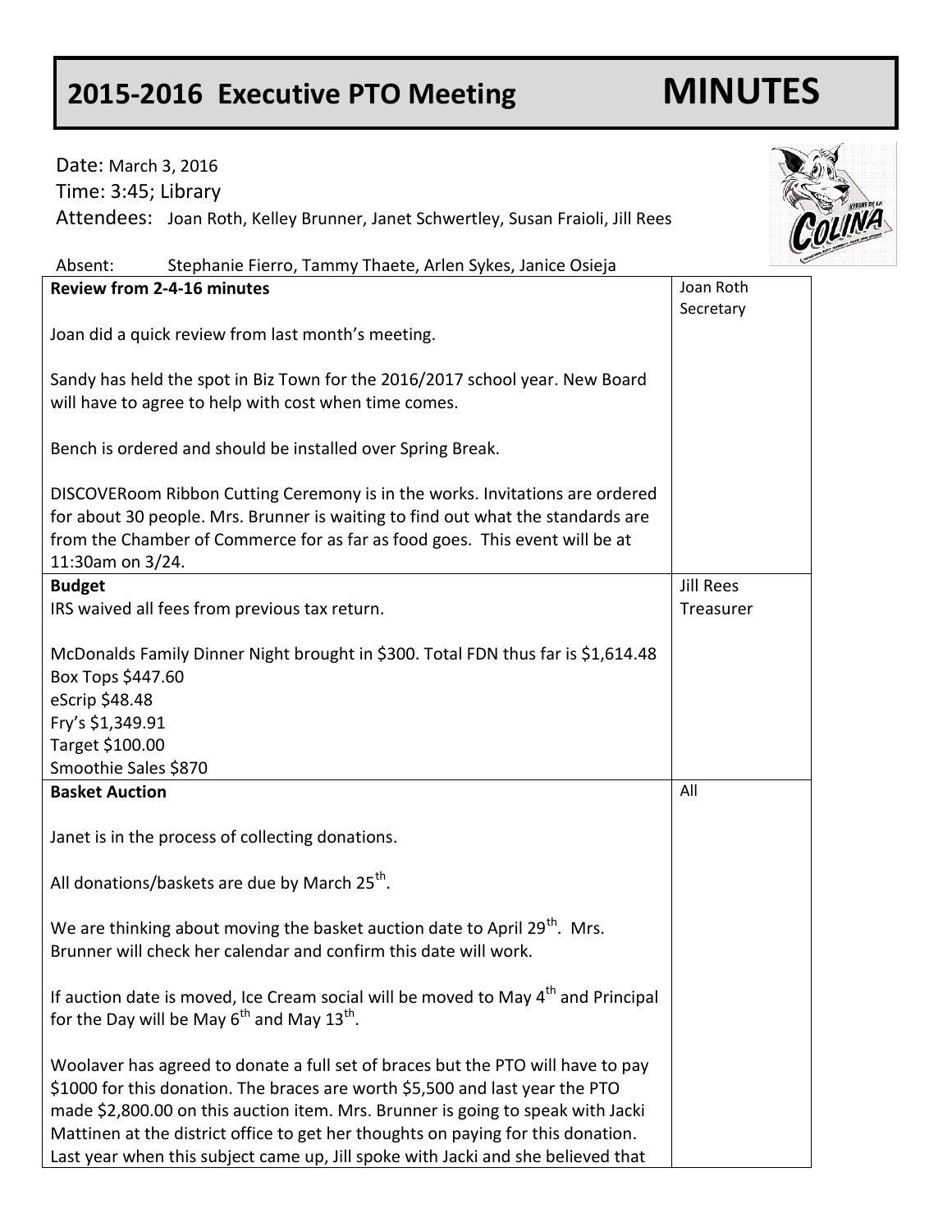# 2015-2016 Executive PTO Meeting MINUTES

Date: March 3, 2016
Time: 3:45; Library
Attendees: Joan Roth, Kelley Brunner, Janet Schwertley, Susan Fraioli, Jill Rees

Absent: Stephanie Fierro, Tammy Thaete, Arlen Sykes, Janice Osieja

| | |
|---|---|
| **Review from 2-4-16 minutes**<br><br>Joan did a quick review from last month's meeting.<br><br>Sandy has held the spot in Biz Town for the 2016/2017 school year. New Board will have to agree to help with cost when time comes.<br><br>Bench is ordered and should be installed over Spring Break.<br><br>DISCOVERoom Ribbon Cutting Ceremony is in the works. Invitations are ordered for about 30 people. Mrs. Brunner is waiting to find out what the standards are from the Chamber of Commerce for as far as food goes. This event will be at 11:30am on 3/24. | Joan Roth<br>Secretary |
| **Budget**<br>IRS waived all fees from previous tax return.<br><br>McDonalds Family Dinner Night brought in $300. Total FDN thus far is $1,614.48<br>Box Tops $447.60<br>eScrip $48.48<br>Fry's $1,349.91<br>Target $100.00<br>Smoothie Sales $870 | Jill Rees<br>Treasurer |
| **Basket Auction**<br><br>Janet is in the process of collecting donations.<br><br>All donations/baskets are due by March 25th.<br><br>We are thinking about moving the basket auction date to April 29th. Mrs. Brunner will check her calendar and confirm this date will work.<br><br>If auction date is moved, Ice Cream social will be moved to May 4th and Principal for the Day will be May 6th and May 13th.<br><br>Woolaver has agreed to donate a full set of braces but the PTO will have to pay $1000 for this donation. The braces are worth $5,500 and last year the PTO made $2,800.00 on this auction item. Mrs. Brunner is going to speak with Jacki Mattinen at the district office to get her thoughts on paying for this donation. Last year when this subject came up, Jill spoke with Jacki and she believed that | All |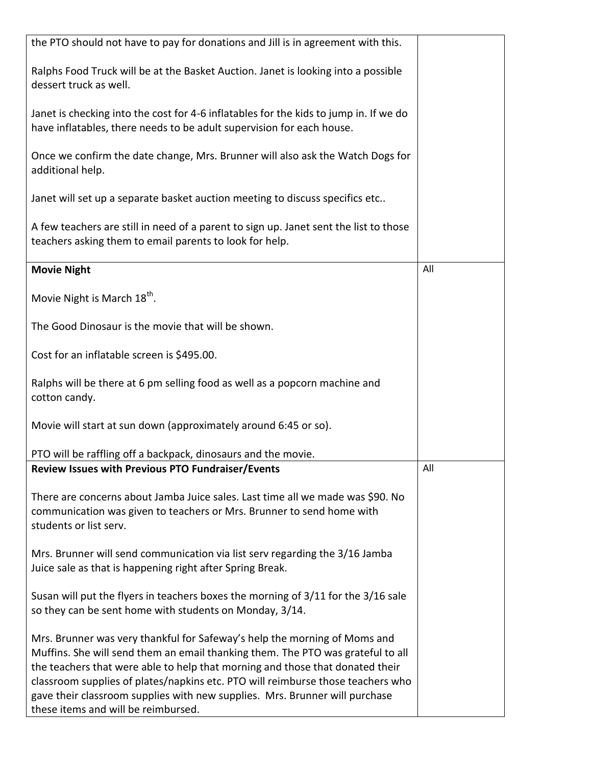| | |
|---|---|
| the PTO should not have to pay for donations and Jill is in agreement with this.<br><br>Ralphs Food Truck will be at the Basket Auction. Janet is looking into a possible dessert truck as well.<br><br>Janet is checking into the cost for 4-6 inflatables for the kids to jump in. If we do have inflatables, there needs to be adult supervision for each house.<br><br>Once we confirm the date change, Mrs. Brunner will also ask the Watch Dogs for additional help.<br><br>Janet will set up a separate basket auction meeting to discuss specifics etc..<br><br>A few teachers are still in need of a parent to sign up. Janet sent the list to those teachers asking them to email parents to look for help. | |
| **Movie Night**<br><br>Movie Night is March 18th.<br><br>The Good Dinosaur is the movie that will be shown.<br><br>Cost for an inflatable screen is $495.00.<br><br>Ralphs will be there at 6 pm selling food as well as a popcorn machine and cotton candy.<br><br>Movie will start at sun down (approximately around 6:45 or so).<br><br>PTO will be raffling off a backpack, dinosaurs and the movie. | All |
| **Review Issues with Previous PTO Fundraiser/Events**<br><br>There are concerns about Jamba Juice sales. Last time all we made was $90. No communication was given to teachers or Mrs. Brunner to send home with students or list serv.<br><br>Mrs. Brunner will send communication via list serv regarding the 3/16 Jamba Juice sale as that is happening right after Spring Break.<br><br>Susan will put the flyers in teachers boxes the morning of 3/11 for the 3/16 sale so they can be sent home with students on Monday, 3/14.<br><br>Mrs. Brunner was very thankful for Safeway's help the morning of Moms and Muffins. She will send them an email thanking them. The PTO was grateful to all the teachers that were able to help that morning and those that donated their classroom supplies of plates/napkins etc. PTO will reimburse those teachers who gave their classroom supplies with new supplies. Mrs. Brunner will purchase these items and will be reimbursed. | All |